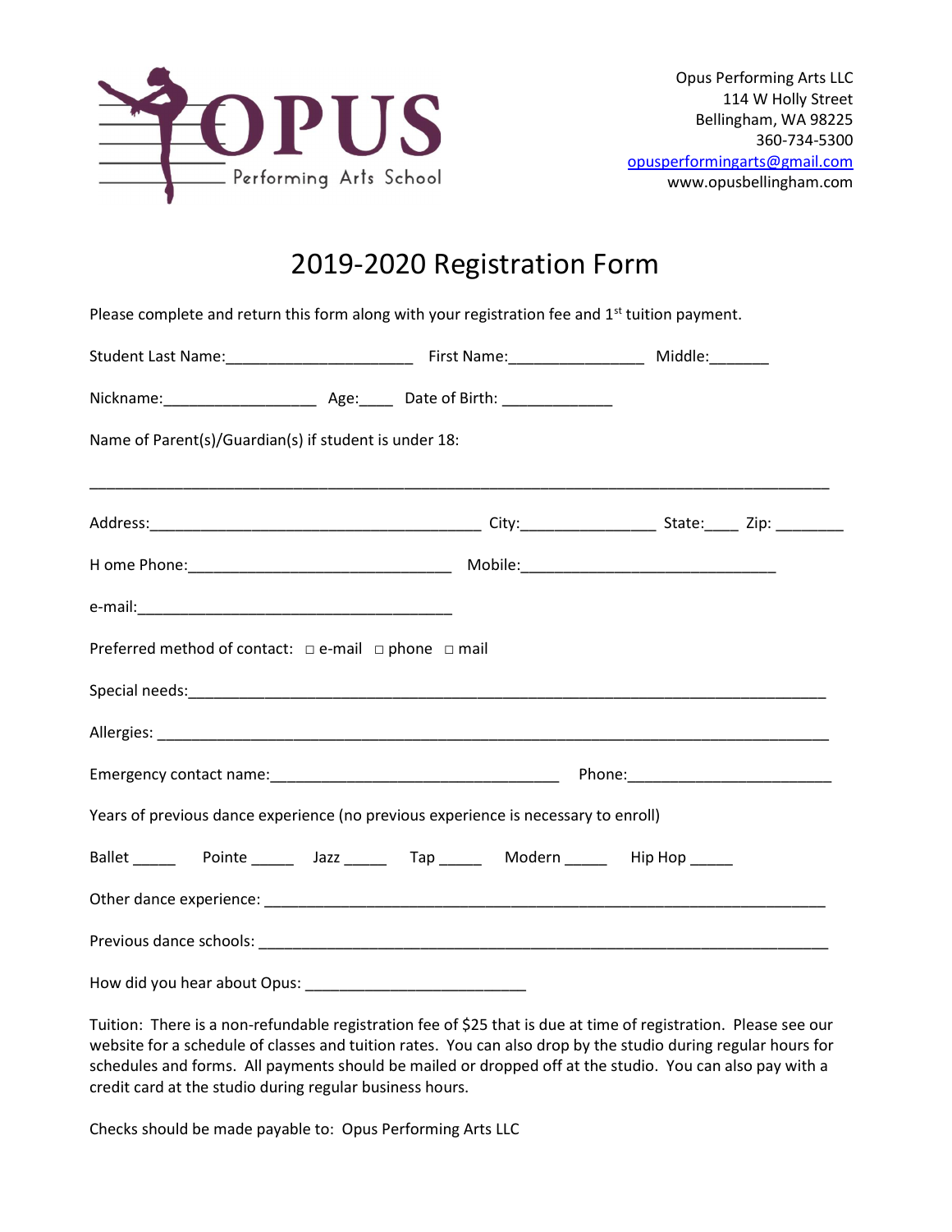OPUS
Performing Arts School

Opus Performing Arts LLC
114 W Holly Street
Bellingham, WA 98225
360-734-5300
opusperformingarts@gmail.com
www.opusbellingham.com

# 2019-2020 Registration Form

Please complete and return this form along with your registration fee and 1st tuition payment.

Student Last Name:______________________ First Name:________________ Middle:_______

Nickname:__________________ Age:____ Date of Birth: _____________

Name of Parent(s)/Guardian(s) if student is under 18:

__________________________________________________________________________________________

Address:________________________________________ City:________________ State:____ Zip: ________

H ome Phone:_______________________________ Mobile:______________________________

e-mail:______________________________________

Preferred method of contact: □ e-mail □ phone □ mail

Special needs:____________________________________________________________________________

Allergies: ________________________________________________________________________________

Emergency contact name:___________________________________ Phone:________________________

Years of previous dance experience (no previous experience is necessary to enroll)

Ballet _____ Pointe _____ Jazz _____ Tap _____ Modern _____ Hip Hop _____

Other dance experience: ___________________________________________________________________

Previous dance schools: ____________________________________________________________________

How did you hear about Opus: __________________________

Tuition: There is a non-refundable registration fee of $25 that is due at time of registration. Please see our website for a schedule of classes and tuition rates. You can also drop by the studio during regular hours for schedules and forms. All payments should be mailed or dropped off at the studio. You can also pay with a credit card at the studio during regular business hours.

Checks should be made payable to: Opus Performing Arts LLC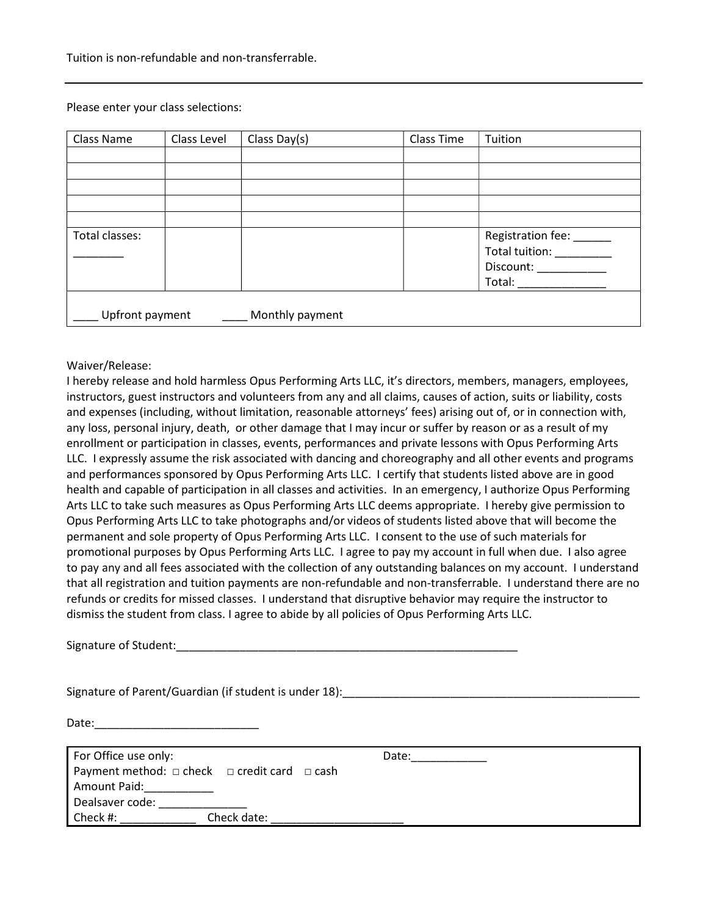Tuition is non-refundable and non-transferrable.

---

Please enter your class selections:

| Class Name | Class Level | Class Day(s) | Class Time | Tuition |
|---|---|---|---|---|
| | | | | |
| | | | | |
| | | | | |
| | | | | |
| | | | | |
| Total classes: ________ | | | | Registration fee: ______ Total tuition: _________ Discount: ___________ Total: ______________ |
| ____ Upfront payment ____ Monthly payment | | | | |

Waiver/Release:
I hereby release and hold harmless Opus Performing Arts LLC, it's directors, members, managers, employees, instructors, guest instructors and volunteers from any and all claims, causes of action, suits or liability, costs and expenses (including, without limitation, reasonable attorneys' fees) arising out of, or in connection with, any loss, personal injury, death, or other damage that I may incur or suffer by reason or as a result of my enrollment or participation in classes, events, performances and private lessons with Opus Performing Arts LLC. I expressly assume the risk associated with dancing and choreography and all other events and programs and performances sponsored by Opus Performing Arts LLC. I certify that students listed above are in good health and capable of participation in all classes and activities. In an emergency, I authorize Opus Performing Arts LLC to take such measures as Opus Performing Arts LLC deems appropriate. I hereby give permission to Opus Performing Arts LLC to take photographs and/or videos of students listed above that will become the permanent and sole property of Opus Performing Arts LLC. I consent to the use of such materials for promotional purposes by Opus Performing Arts LLC. I agree to pay my account in full when due. I also agree to pay any and all fees associated with the collection of any outstanding balances on my account. I understand that all registration and tuition payments are non-refundable and non-transferrable. I understand there are no refunds or credits for missed classes. I understand that disruptive behavior may require the instructor to dismiss the student from class. I agree to abide by all policies of Opus Performing Arts LLC.

Signature of Student:___________________________________________________________

Signature of Parent/Guardian (if student is under 18):__________________________________________________

Date:__________________________

For Office use only: Date:____________
Payment method: □ check □ credit card □ cash
Amount Paid:___________
Dealsaver code: ______________
Check #: ____________ Check date: _____________________